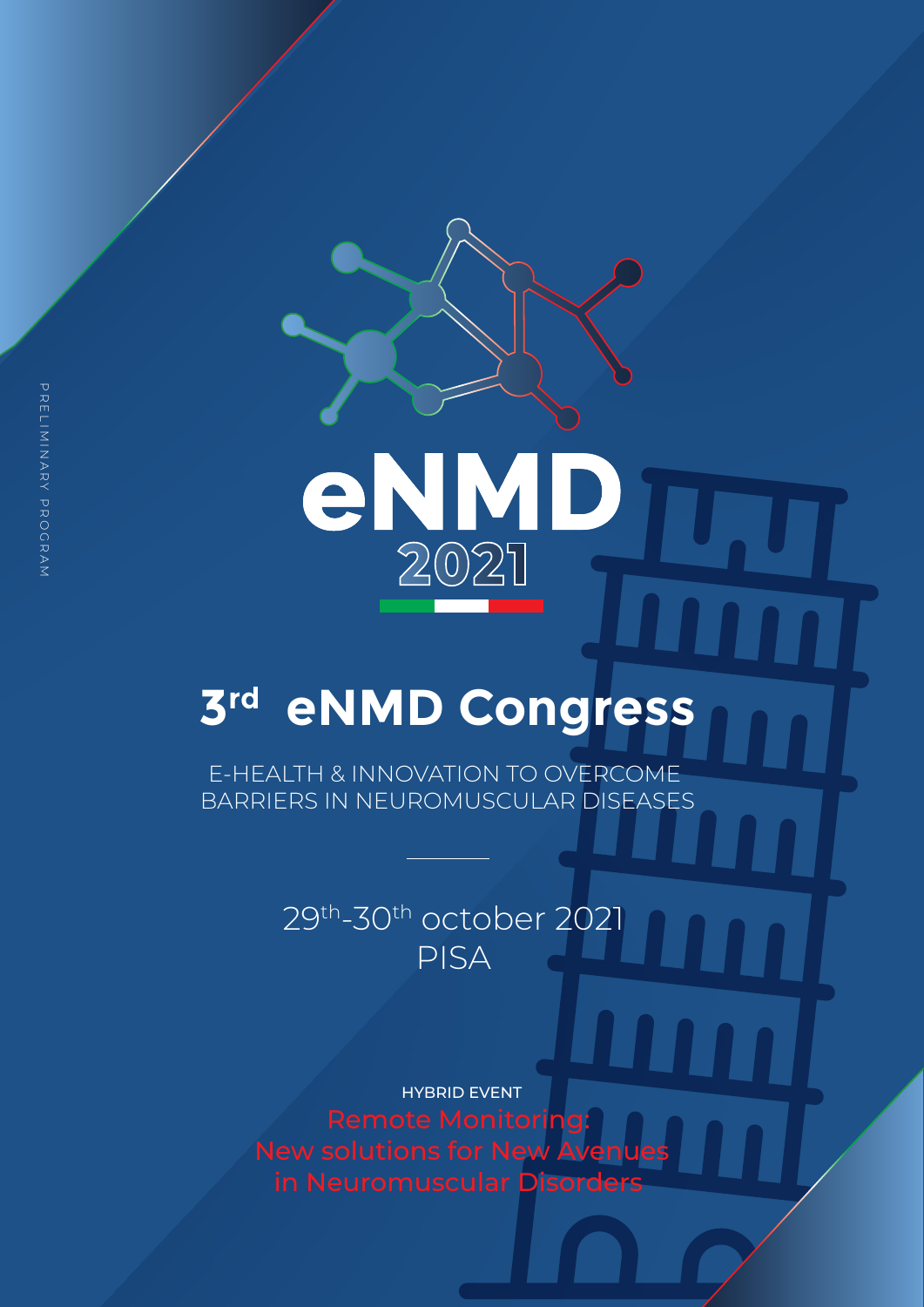PRELIMINARY PROGRAM

# eNMD 2021

## 3rd eNMD Congress

E-HEALTH & INNOVATION TO OVERCOME BARRIERS IN NEUROMUSCULAR DISEASES

29th-30th october 2021
PISA

HYBRID EVENT

Remote Monitoring: New solutions for New Avenues in Neuromuscular Disorders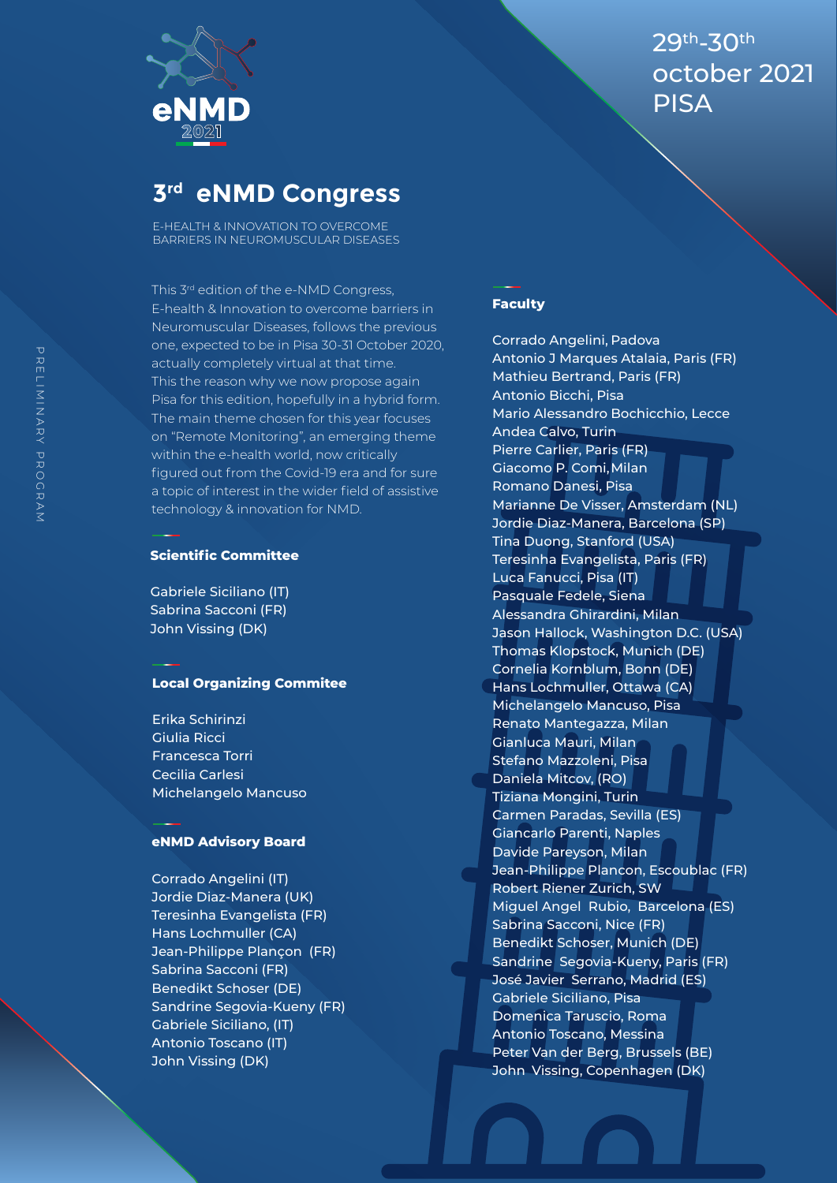eNMD 2021

29th-30th october 2021 PISA

# 3rd eNMD Congress

E-HEALTH & INNOVATION TO OVERCOME BARRIERS IN NEUROMUSCULAR DISEASES

PRELIMINARY PROGRAM

This 3rd edition of the e-NMD Congress, E-health & Innovation to overcome barriers in Neuromuscular Diseases, follows the previous one, expected to be in Pisa 30-31 October 2020, actually completely virtual at that time. This the reason why we now propose again Pisa for this edition, hopefully in a hybrid form. The main theme chosen for this year focuses on "Remote Monitoring", an emerging theme within the e-health world, now critically figured out from the Covid-19 era and for sure a topic of interest in the wider field of assistive technology & innovation for NMD.

**Scientific Committee**

Gabriele Siciliano (IT)
Sabrina Sacconi (FR)
John Vissing (DK)

**Local Organizing Commitee**

Erika Schirinzi
Giulia Ricci
Francesca Torri
Cecilia Carlesi
Michelangelo Mancuso

**eNMD Advisory Board**

Corrado Angelini (IT)
Jordie Diaz-Manera (UK)
Teresinha Evangelista (FR)
Hans Lochmuller (CA)
Jean-Philippe Plançon (FR)
Sabrina Sacconi (FR)
Benedikt Schoser (DE)
Sandrine Segovia-Kueny (FR)
Gabriele Siciliano, (IT)
Antonio Toscano (IT)
John Vissing (DK)

**Faculty**

Corrado Angelini, Padova
Antonio J Marques Atalaia, Paris (FR)
Mathieu Bertrand, Paris (FR)
Antonio Bicchi, Pisa
Mario Alessandro Bochicchio, Lecce
Andea Calvo, Turin
Pierre Carlier, Paris (FR)
Giacomo P. Comi, Milan
Romano Danesi, Pisa
Marianne De Visser, Amsterdam (NL)
Jordie Diaz-Manera, Barcelona (SP)
Tina Duong, Stanford (USA)
Teresinha Evangelista, Paris (FR)
Luca Fanucci, Pisa (IT)
Pasquale Fedele, Siena
Alessandra Ghirardini, Milan
Jason Hallock, Washington D.C. (USA)
Thomas Klopstock, Munich (DE)
Cornelia Kornblum, Bonn (DE)
Hans Lochmuller, Ottawa (CA)
Michelangelo Mancuso, Pisa
Renato Mantegazza, Milan
Gianluca Mauri, Milan
Stefano Mazzoleni, Pisa
Daniela Mitcov, (RO)
Tiziana Mongini, Turin
Carmen Paradas, Sevilla (ES)
Giancarlo Parenti, Naples
Davide Pareyson, Milan
Jean-Philippe Plancon, Escoublac (FR)
Robert Riener Zurich, SW
Miguel Angel Rubio, Barcelona (ES)
Sabrina Sacconi, Nice (FR)
Benedikt Schoser, Munich (DE)
Sandrine Segovia-Kueny, Paris (FR)
José Javier Serrano, Madrid (ES)
Gabriele Siciliano, Pisa
Domenica Taruscio, Roma
Antonio Toscano, Messina
Peter Van der Berg, Brussels (BE)
John Vissing, Copenhagen (DK)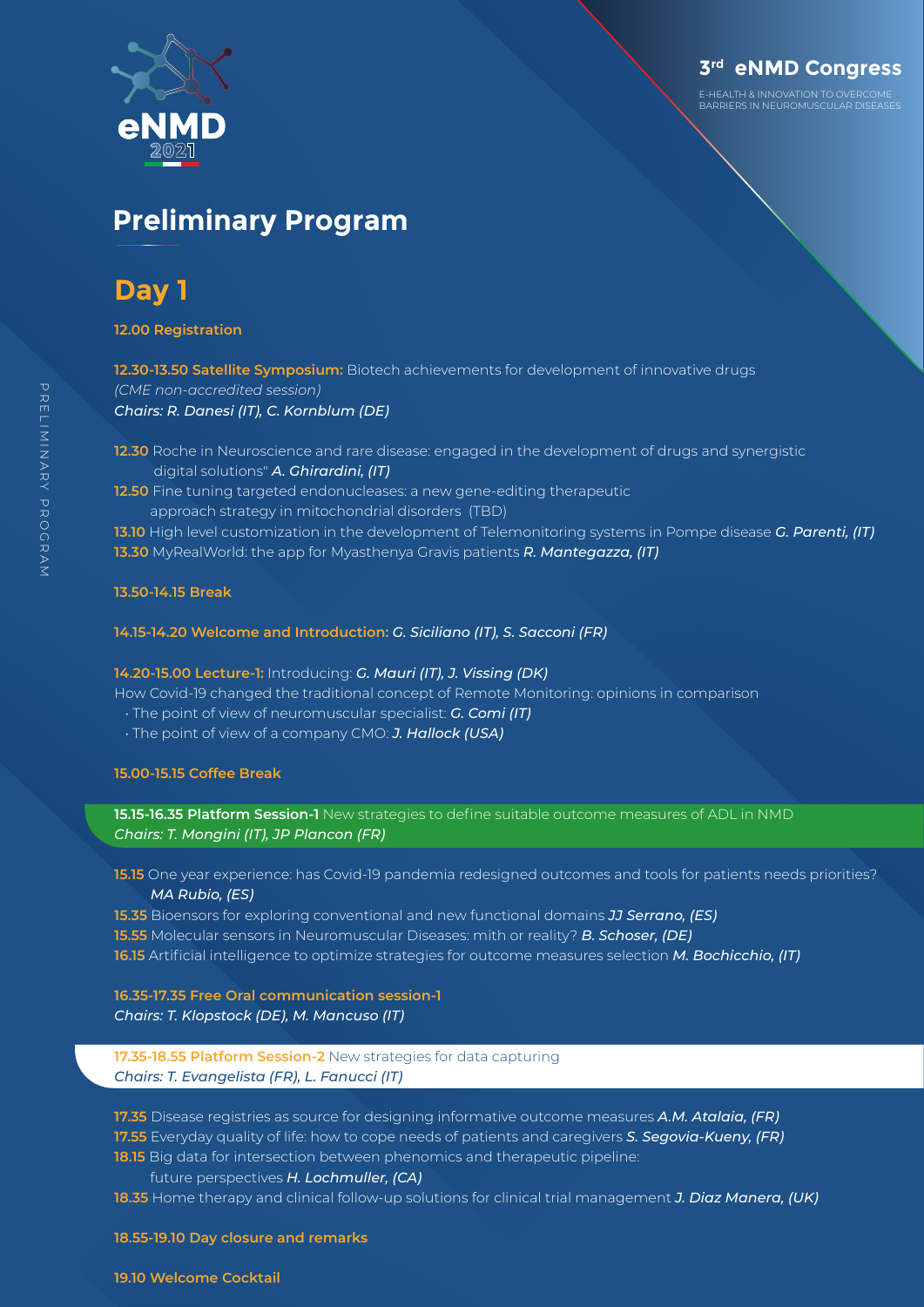# Preliminary Program

## Day 1

**12.00 Registration**

**12.30-13.50 Satellite Symposium:** Biotech achievements for development of innovative drugs
*(CME non-accredited session)*
***Chairs: R. Danesi (IT), C. Kornblum (DE)***

**12.30** Roche in Neuroscience and rare disease: engaged in the development of drugs and synergistic digital solutions" ***A. Ghirardini, (IT)***
**12.50** Fine tuning targeted endonucleases: a new gene-editing therapeutic approach strategy in mitochondrial disorders (TBD)
**13.10** High level customization in the development of Telemonitoring systems in Pompe disease ***G. Parenti, (IT)***
**13.30** MyRealWorld: the app for Myasthenya Gravis patients ***R. Mantegazza, (IT)***

**13.50-14.15 Break**

**14.15-14.20 Welcome and Introduction:** ***G. Siciliano (IT), S. Sacconi (FR)***

**14.20-15.00 Lecture-1:** Introducing: ***G. Mauri (IT), J. Vissing (DK)***
How Covid-19 changed the traditional concept of Remote Monitoring: opinions in comparison
- The point of view of neuromuscular specialist: ***G. Comi (IT)***
- The point of view of a company CMO: ***J. Hallock (USA)***

**15.00-15.15 Coffee Break**

**15.15-16.35 Platform Session-1** New strategies to define suitable outcome measures of ADL in NMD
***Chairs: T. Mongini (IT), JP Plancon (FR)***

**15.15** One year experience: has Covid-19 pandemia redesigned outcomes and tools for patients needs priorities? ***MA Rubio, (ES)***
**15.35** Bioensors for exploring conventional and new functional domains ***JJ Serrano, (ES)***
**15.55** Molecular sensors in Neuromuscular Diseases: mith or reality? ***B. Schoser, (DE)***
**16.15** Artificial intelligence to optimize strategies for outcome measures selection ***M. Bochicchio, (IT)***

**16.35-17.35 Free Oral communication session-1**
***Chairs: T. Klopstock (DE), M. Mancuso (IT)***

**17.35-18.55 Platform Session-2** New strategies for data capturing
***Chairs: T. Evangelista (FR), L. Fanucci (IT)***

**17.35** Disease registries as source for designing informative outcome measures ***A.M. Atalaia, (FR)***
**17.55** Everyday quality of life: how to cope needs of patients and caregivers ***S. Segovia-Kueny, (FR)***
**18.15** Big data for intersection between phenomics and therapeutic pipeline: future perspectives ***H. Lochmuller, (CA)***
**18.35** Home therapy and clinical follow-up solutions for clinical trial management ***J. Diaz Manera, (UK)***

**18.55-19.10 Day closure and remarks**

**19.10 Welcome Cocktail**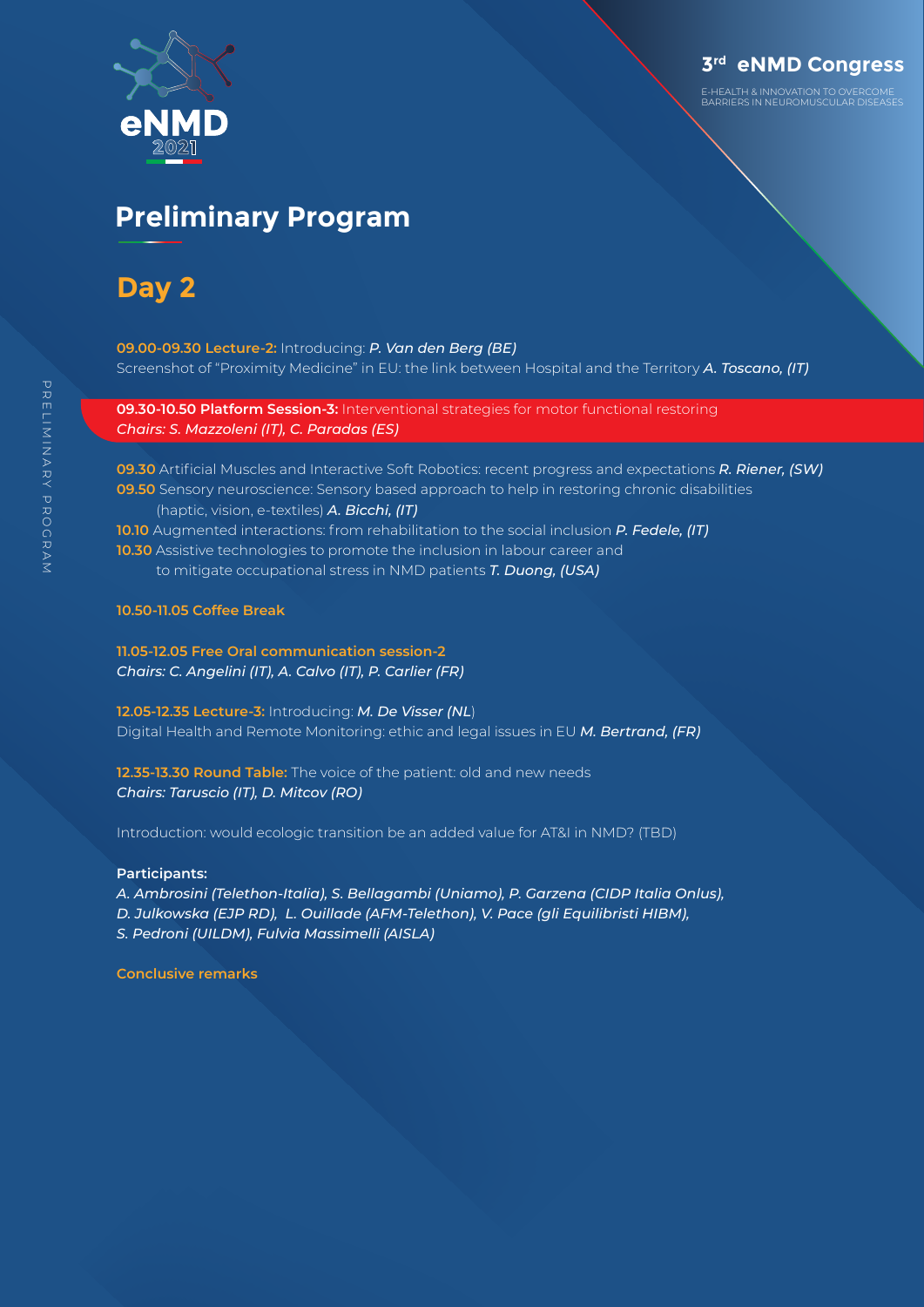# Preliminary Program

## Day 2

**09.00-09.30 Lecture-2:** Introducing: ***P. Van den Berg (BE)***
Screenshot of "Proximity Medicine" in EU: the link between Hospital and the Territory ***A. Toscano, (IT)***

**09.30-10.50 Platform Session-3:** Interventional strategies for motor functional restoring
*Chairs: S. Mazzoleni (IT), C. Paradas (ES)*

**09.30** Artificial Muscles and Interactive Soft Robotics: recent progress and expectations ***R. Riener, (SW)***
**09.50** Sensory neuroscience: Sensory based approach to help in restoring chronic disabilities (haptic, vision, e-textiles) ***A. Bicchi, (IT)***
**10.10** Augmented interactions: from rehabilitation to the social inclusion ***P. Fedele, (IT)***
**10.30** Assistive technologies to promote the inclusion in labour career and to mitigate occupational stress in NMD patients ***T. Duong, (USA)***

**10.50-11.05 Coffee Break**

**11.05-12.05 Free Oral communication session-2**
*Chairs: C. Angelini (IT), A. Calvo (IT), P. Carlier (FR)*

**12.05-12.35 Lecture-3:** Introducing: ***M. De Visser (NL***)
Digital Health and Remote Monitoring: ethic and legal issues in EU ***M. Bertrand, (FR)***

**12.35-13.30 Round Table:** The voice of the patient: old and new needs
*Chairs: Taruscio (IT), D. Mitcov (RO)*

Introduction: would ecologic transition be an added value for AT&I in NMD? (TBD)

**Participants:**
*A. Ambrosini (Telethon-Italia), S. Bellagambi (Uniamo), P. Garzena (CIDP Italia Onlus), D. Julkowska (EJP RD), L. Ouillade (AFM-Telethon), V. Pace (gli Equilibristi HIBM), S. Pedroni (UILDM), Fulvia Massimelli (AISLA)*

**Conclusive remarks**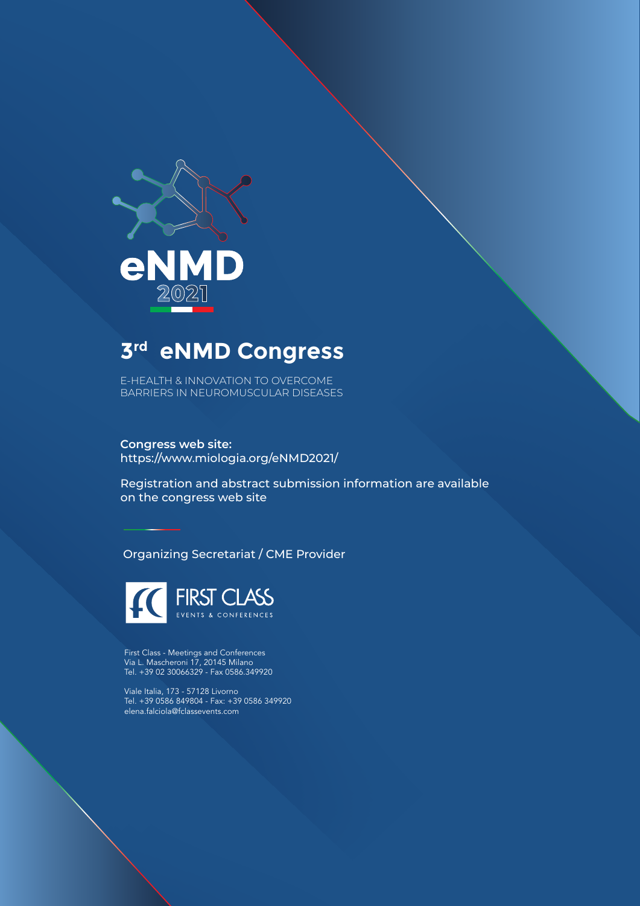eNMD
2021

# 3rd eNMD Congress

E-HEALTH & INNOVATION TO OVERCOME BARRIERS IN NEUROMUSCULAR DISEASES

**Congress web site:**
https://www.miologia.org/eNMD2021/

Registration and abstract submission information are available on the congress web site

Organizing Secretariat / CME Provider

FIRST CLASS
EVENTS & CONFERENCES

First Class - Meetings and Conferences
Via L. Mascheroni 17, 20145 Milano
Tel. +39 02 30066329 - Fax 0586.349920

Viale Italia, 173 - 57128 Livorno
Tel. +39 0586 849804 - Fax: +39 0586 349920
elena.falciola@fclassevents.com